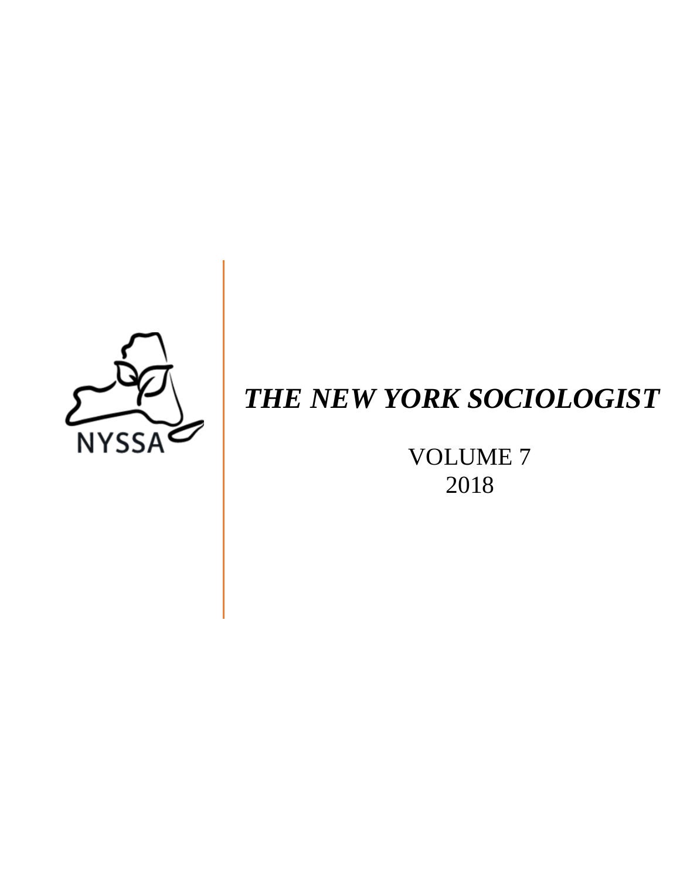NYSSA

# *THE NEW YORK SOCIOLOGIST*

VOLUME 7
2018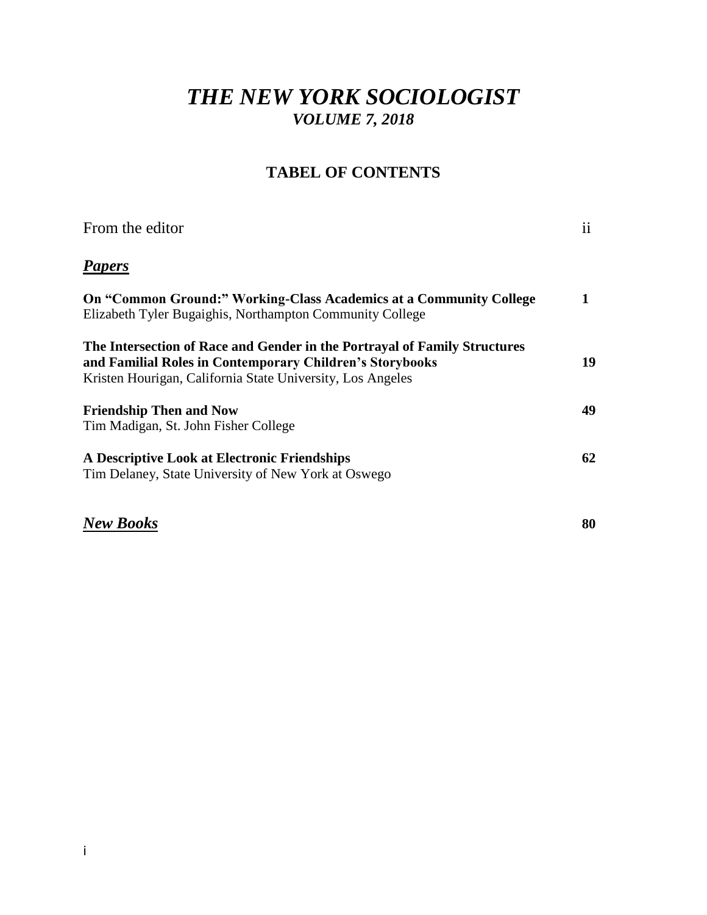# *THE NEW YORK SOCIOLOGIST*

## *VOLUME 7, 2018*

## TABEL OF CONTENTS

From the editor ii

***Papers***

**On "Common Ground:" Working-Class Academics at a Community College** **1**
Elizabeth Tyler Bugaighis, Northampton Community College

**The Intersection of Race and Gender in the Portrayal of Family Structures and Familial Roles in Contemporary Children's Storybooks** **19**
Kristen Hourigan, California State University, Los Angeles

**Friendship Then and Now** **49**
Tim Madigan, St. John Fisher College

**A Descriptive Look at Electronic Friendships** **62**
Tim Delaney, State University of New York at Oswego

***New Books*** **80**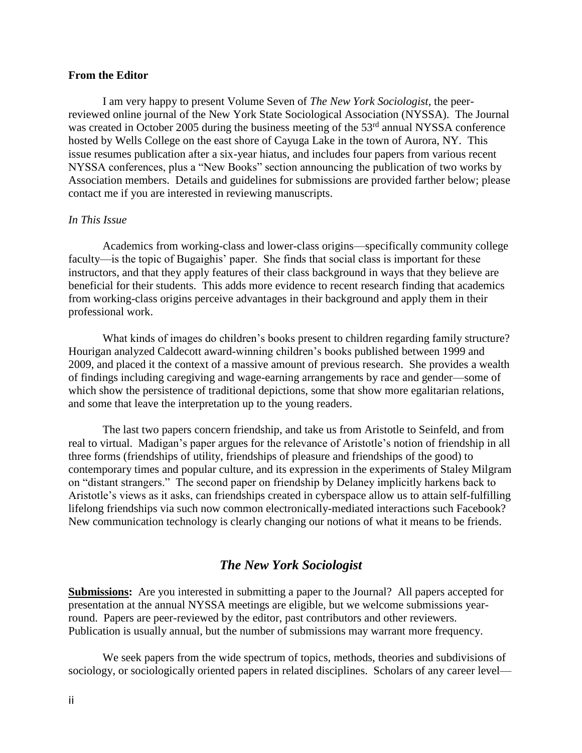**From the Editor**

I am very happy to present Volume Seven of *The New York Sociologist*, the peer-reviewed online journal of the New York State Sociological Association (NYSSA). The Journal was created in October 2005 during the business meeting of the 53rd annual NYSSA conference hosted by Wells College on the east shore of Cayuga Lake in the town of Aurora, NY. This issue resumes publication after a six-year hiatus, and includes four papers from various recent NYSSA conferences, plus a "New Books" section announcing the publication of two works by Association members. Details and guidelines for submissions are provided farther below; please contact me if you are interested in reviewing manuscripts.

*In This Issue*

Academics from working-class and lower-class origins—specifically community college faculty—is the topic of Bugaighis' paper. She finds that social class is important for these instructors, and that they apply features of their class background in ways that they believe are beneficial for their students. This adds more evidence to recent research finding that academics from working-class origins perceive advantages in their background and apply them in their professional work.

What kinds of images do children's books present to children regarding family structure? Hourigan analyzed Caldecott award-winning children's books published between 1999 and 2009, and placed it the context of a massive amount of previous research. She provides a wealth of findings including caregiving and wage-earning arrangements by race and gender—some of which show the persistence of traditional depictions, some that show more egalitarian relations, and some that leave the interpretation up to the young readers.

The last two papers concern friendship, and take us from Aristotle to Seinfeld, and from real to virtual. Madigan's paper argues for the relevance of Aristotle's notion of friendship in all three forms (friendships of utility, friendships of pleasure and friendships of the good) to contemporary times and popular culture, and its expression in the experiments of Staley Milgram on "distant strangers." The second paper on friendship by Delaney implicitly harkens back to Aristotle's views as it asks, can friendships created in cyberspace allow us to attain self-fulfilling lifelong friendships via such now common electronically-mediated interactions such Facebook? New communication technology is clearly changing our notions of what it means to be friends.

## *The New York Sociologist*

**Submissions:** Are you interested in submitting a paper to the Journal? All papers accepted for presentation at the annual NYSSA meetings are eligible, but we welcome submissions year-round. Papers are peer-reviewed by the editor, past contributors and other reviewers. Publication is usually annual, but the number of submissions may warrant more frequency.

We seek papers from the wide spectrum of topics, methods, theories and subdivisions of sociology, or sociologically oriented papers in related disciplines. Scholars of any career level—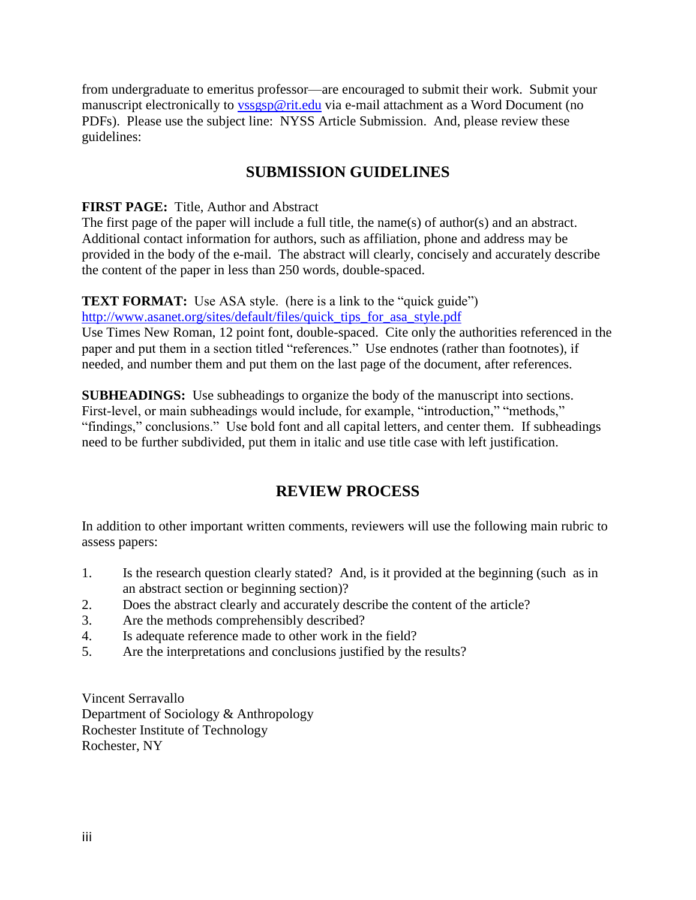from undergraduate to emeritus professor—are encouraged to submit their work. Submit your manuscript electronically to vssgsp@rit.edu via e-mail attachment as a Word Document (no PDFs). Please use the subject line: NYSS Article Submission. And, please review these guidelines:

## SUBMISSION GUIDELINES

**FIRST PAGE:** Title, Author and Abstract
The first page of the paper will include a full title, the name(s) of author(s) and an abstract. Additional contact information for authors, such as affiliation, phone and address may be provided in the body of the e-mail. The abstract will clearly, concisely and accurately describe the content of the paper in less than 250 words, double-spaced.

**TEXT FORMAT:** Use ASA style. (here is a link to the "quick guide")
http://www.asanet.org/sites/default/files/quick_tips_for_asa_style.pdf
Use Times New Roman, 12 point font, double-spaced. Cite only the authorities referenced in the paper and put them in a section titled "references." Use endnotes (rather than footnotes), if needed, and number them and put them on the last page of the document, after references.

**SUBHEADINGS:** Use subheadings to organize the body of the manuscript into sections. First-level, or main subheadings would include, for example, "introduction," "methods," "findings," conclusions." Use bold font and all capital letters, and center them. If subheadings need to be further subdivided, put them in italic and use title case with left justification.

## REVIEW PROCESS

In addition to other important written comments, reviewers will use the following main rubric to assess papers:

1. Is the research question clearly stated? And, is it provided at the beginning (such as in an abstract section or beginning section)?
2. Does the abstract clearly and accurately describe the content of the article?
3. Are the methods comprehensibly described?
4. Is adequate reference made to other work in the field?
5. Are the interpretations and conclusions justified by the results?

Vincent Serravallo
Department of Sociology & Anthropology
Rochester Institute of Technology
Rochester, NY